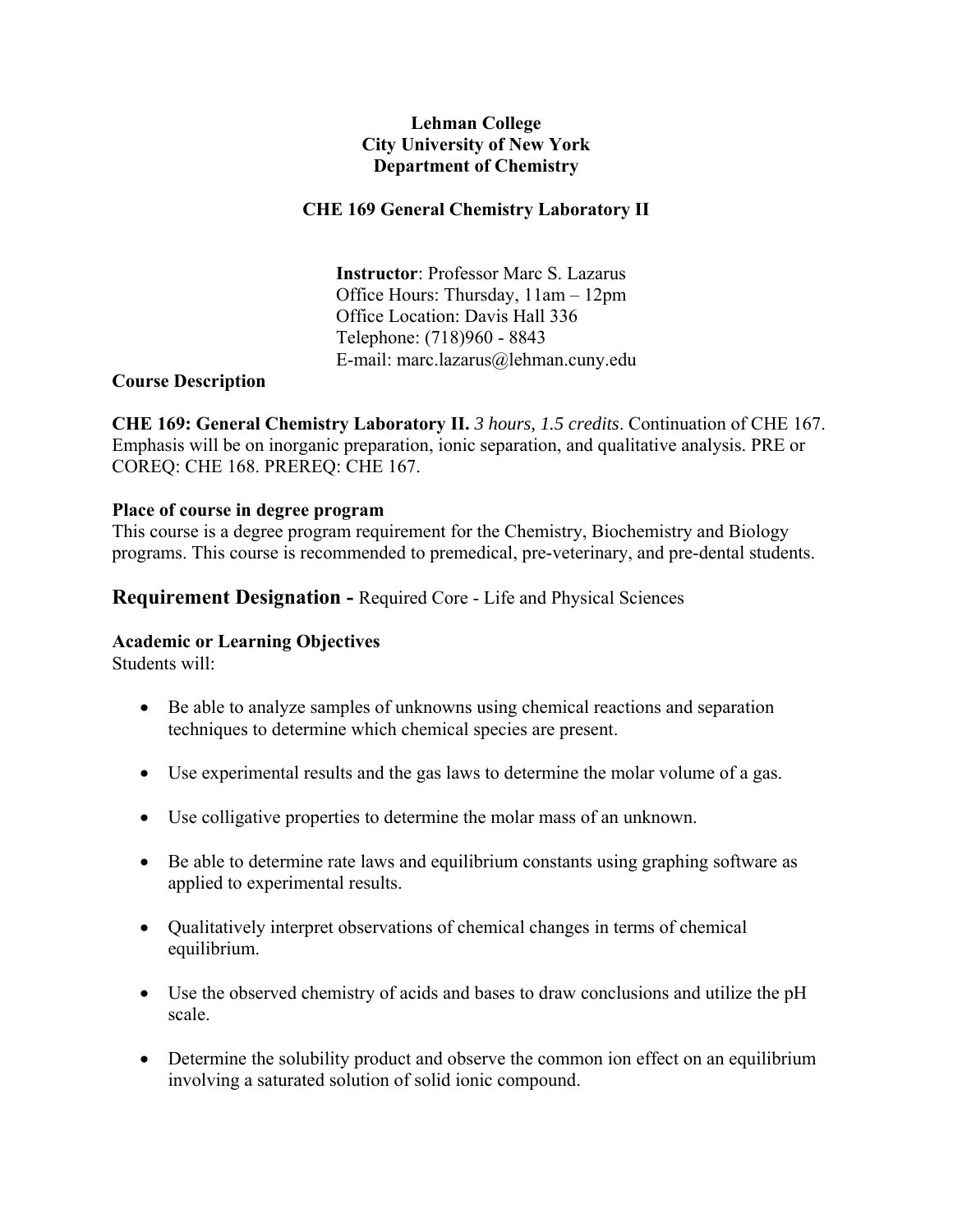**Lehman College**
**City University of New York**
**Department of Chemistry**

**CHE 169 General Chemistry Laboratory II**

**Instructor**: Professor Marc S. Lazarus
Office Hours: Thursday, 11am – 12pm
Office Location: Davis Hall 336
Telephone: (718)960 - 8843
E-mail: marc.lazarus@lehman.cuny.edu

**Course Description**

**CHE 169: General Chemistry Laboratory II.** *3 hours, 1.5 credits*. Continuation of CHE 167. Emphasis will be on inorganic preparation, ionic separation, and qualitative analysis. PRE or COREQ: CHE 168. PREREQ: CHE 167.

**Place of course in degree program**
This course is a degree program requirement for the Chemistry, Biochemistry and Biology programs. This course is recommended to premedical, pre-veterinary, and pre-dental students.

## Requirement Designation - Required Core - Life and Physical Sciences

**Academic or Learning Objectives**
Students will:

- Be able to analyze samples of unknowns using chemical reactions and separation techniques to determine which chemical species are present.
- Use experimental results and the gas laws to determine the molar volume of a gas.
- Use colligative properties to determine the molar mass of an unknown.
- Be able to determine rate laws and equilibrium constants using graphing software as applied to experimental results.
- Qualitatively interpret observations of chemical changes in terms of chemical equilibrium.
- Use the observed chemistry of acids and bases to draw conclusions and utilize the pH scale.
- Determine the solubility product and observe the common ion effect on an equilibrium involving a saturated solution of solid ionic compound.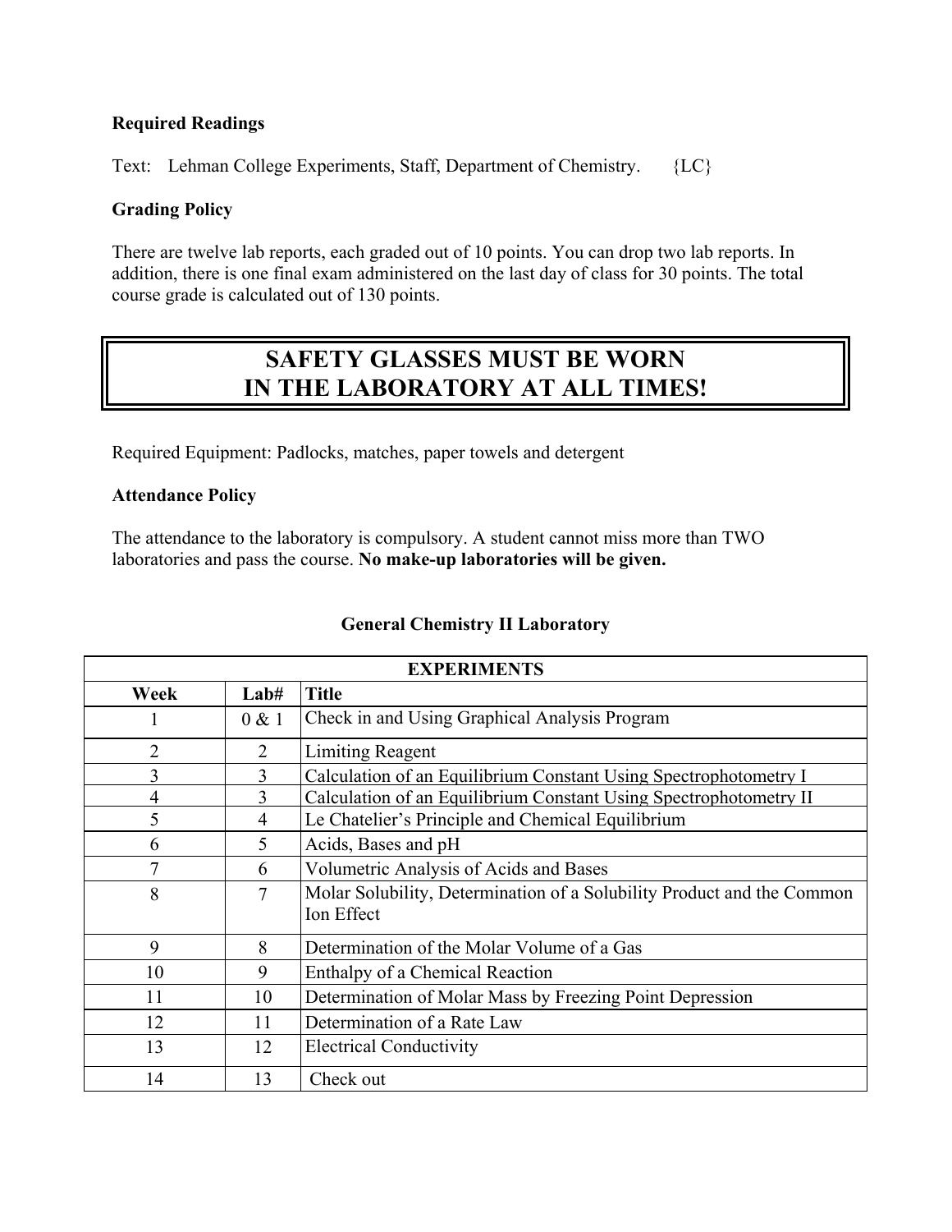**Required Readings**

Text: Lehman College Experiments, Staff, Department of Chemistry. {LC}

**Grading Policy**

There are twelve lab reports, each graded out of 10 points. You can drop two lab reports. In addition, there is one final exam administered on the last day of class for 30 points. The total course grade is calculated out of 130 points.

## SAFETY GLASSES MUST BE WORN IN THE LABORATORY AT ALL TIMES!

Required Equipment: Padlocks, matches, paper towels and detergent

**Attendance Policy**

The attendance to the laboratory is compulsory. A student cannot miss more than TWO laboratories and pass the course. **No make-up laboratories will be given.**

**General Chemistry II Laboratory**

| EXPERIMENTS | | |
|---|---|---|
| **Week** | **Lab#** | **Title** |
| 1 | 0 & 1 | Check in and Using Graphical Analysis Program |
| 2 | 2 | Limiting Reagent |
| 3 | 3 | Calculation of an Equilibrium Constant Using Spectrophotometry I |
| 4 | 3 | Calculation of an Equilibrium Constant Using Spectrophotometry II |
| 5 | 4 | Le Chatelier's Principle and Chemical Equilibrium |
| 6 | 5 | Acids, Bases and pH |
| 7 | 6 | Volumetric Analysis of Acids and Bases |
| 8 | 7 | Molar Solubility, Determination of a Solubility Product and the Common Ion Effect |
| 9 | 8 | Determination of the Molar Volume of a Gas |
| 10 | 9 | Enthalpy of a Chemical Reaction |
| 11 | 10 | Determination of Molar Mass by Freezing Point Depression |
| 12 | 11 | Determination of a Rate Law |
| 13 | 12 | Electrical Conductivity |
| 14 | 13 | Check out |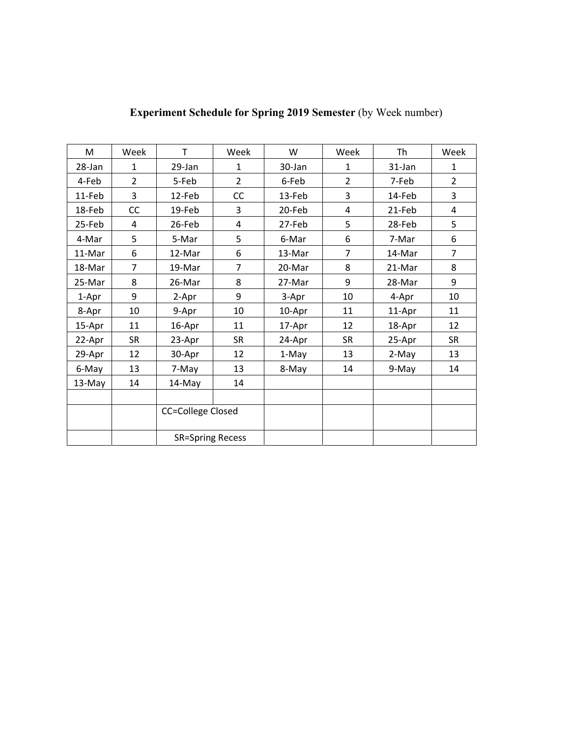**Experiment Schedule for Spring 2019 Semester** (by Week number)

| M | Week | T | Week | W | Week | Th | Week |
|---|---|---|---|---|---|---|---|
| 28-Jan | 1 | 29-Jan | 1 | 30-Jan | 1 | 31-Jan | 1 |
| 4-Feb | 2 | 5-Feb | 2 | 6-Feb | 2 | 7-Feb | 2 |
| 11-Feb | 3 | 12-Feb | CC | 13-Feb | 3 | 14-Feb | 3 |
| 18-Feb | CC | 19-Feb | 3 | 20-Feb | 4 | 21-Feb | 4 |
| 25-Feb | 4 | 26-Feb | 4 | 27-Feb | 5 | 28-Feb | 5 |
| 4-Mar | 5 | 5-Mar | 5 | 6-Mar | 6 | 7-Mar | 6 |
| 11-Mar | 6 | 12-Mar | 6 | 13-Mar | 7 | 14-Mar | 7 |
| 18-Mar | 7 | 19-Mar | 7 | 20-Mar | 8 | 21-Mar | 8 |
| 25-Mar | 8 | 26-Mar | 8 | 27-Mar | 9 | 28-Mar | 9 |
| 1-Apr | 9 | 2-Apr | 9 | 3-Apr | 10 | 4-Apr | 10 |
| 8-Apr | 10 | 9-Apr | 10 | 10-Apr | 11 | 11-Apr | 11 |
| 15-Apr | 11 | 16-Apr | 11 | 17-Apr | 12 | 18-Apr | 12 |
| 22-Apr | SR | 23-Apr | SR | 24-Apr | SR | 25-Apr | SR |
| 29-Apr | 12 | 30-Apr | 12 | 1-May | 13 | 2-May | 13 |
| 6-May | 13 | 7-May | 13 | 8-May | 14 | 9-May | 14 |
| 13-May | 14 | 14-May | 14 | | | | |
| | | | | | | | |
| | | CC=College Closed | | | | | |
| | | SR=Spring Recess | | | | | |